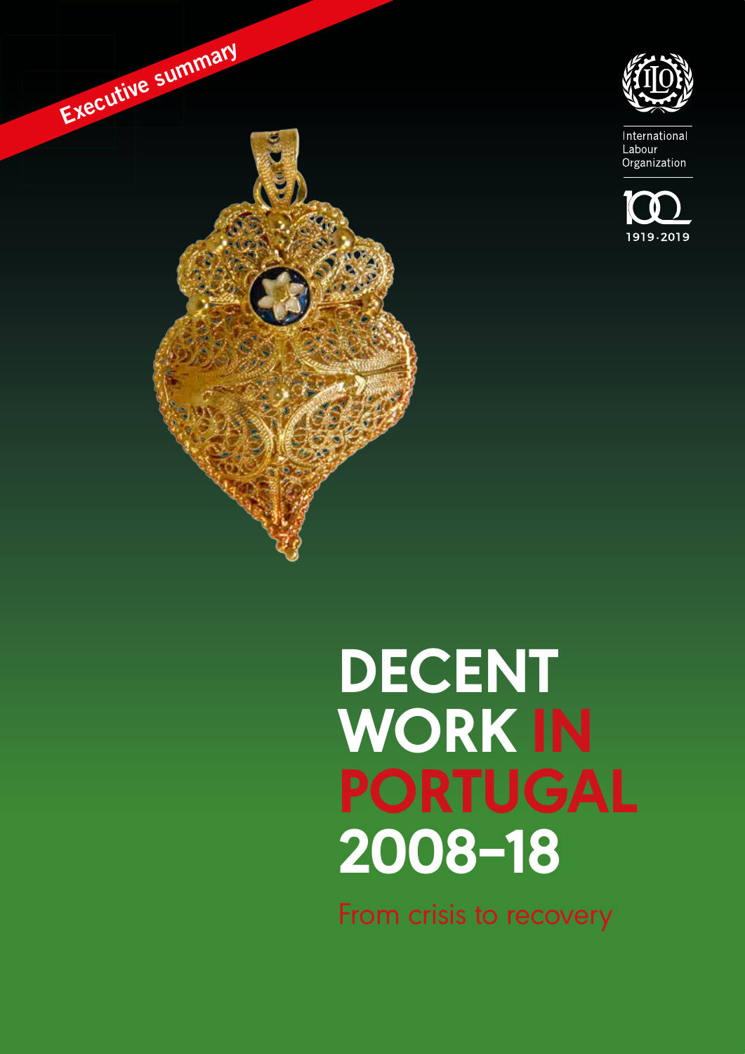Executive summary

International Labour Organization

1919·2019

# DECENT WORK IN PORTUGAL 2008–18

From crisis to recovery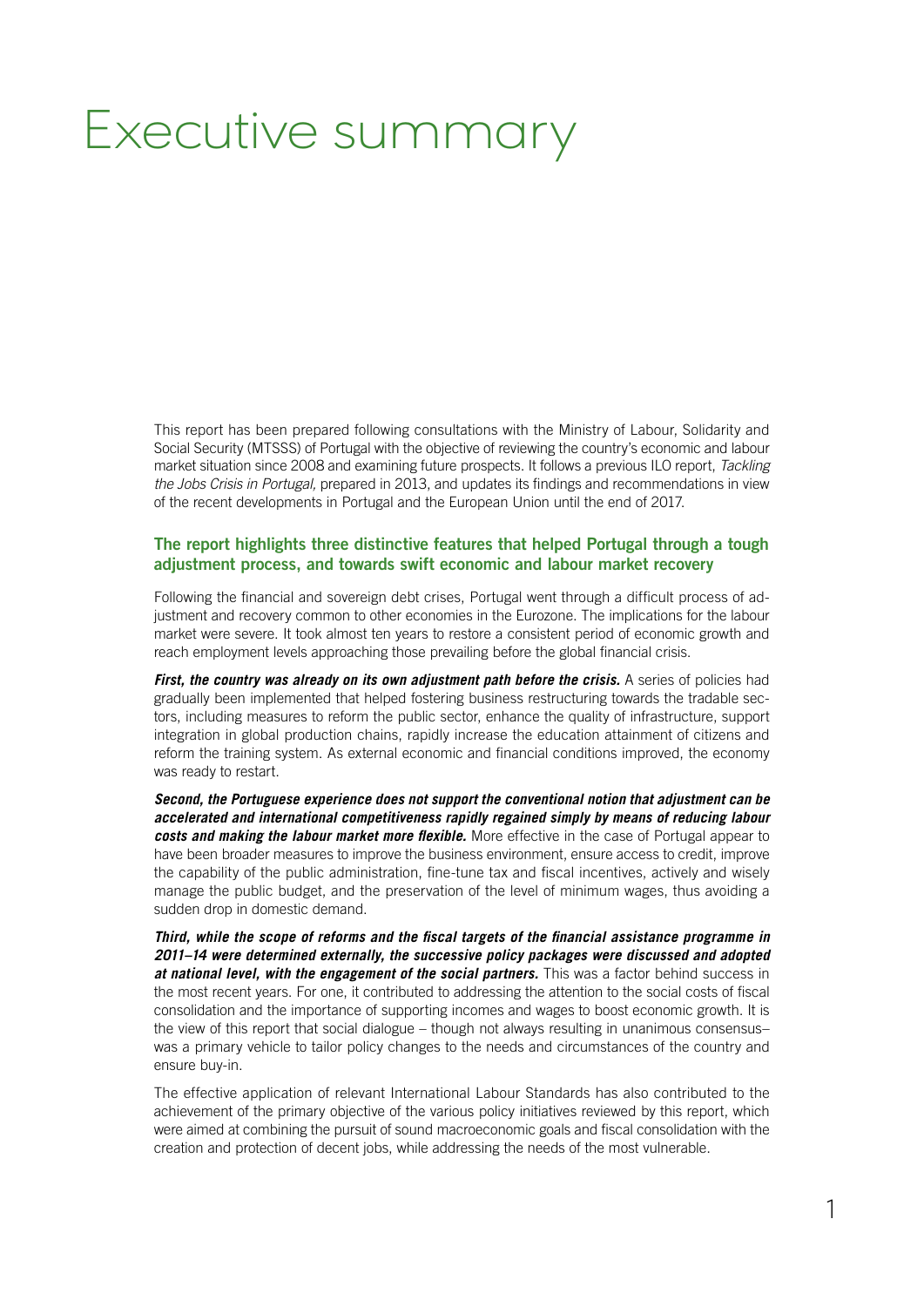# Executive summary

This report has been prepared following consultations with the Ministry of Labour, Solidarity and Social Security (MTSSS) of Portugal with the objective of reviewing the country's economic and labour market situation since 2008 and examining future prospects. It follows a previous ILO report, *Tackling the Jobs Crisis in Portugal,* prepared in 2013, and updates its findings and recommendations in view of the recent developments in Portugal and the European Union until the end of 2017.

## The report highlights three distinctive features that helped Portugal through a tough adjustment process, and towards swift economic and labour market recovery

Following the financial and sovereign debt crises, Portugal went through a difficult process of adjustment and recovery common to other economies in the Eurozone. The implications for the labour market were severe. It took almost ten years to restore a consistent period of economic growth and reach employment levels approaching those prevailing before the global financial crisis.

***First, the country was already on its own adjustment path before the crisis.*** A series of policies had gradually been implemented that helped fostering business restructuring towards the tradable sectors, including measures to reform the public sector, enhance the quality of infrastructure, support integration in global production chains, rapidly increase the education attainment of citizens and reform the training system. As external economic and financial conditions improved, the economy was ready to restart.

***Second, the Portuguese experience does not support the conventional notion that adjustment can be accelerated and international competitiveness rapidly regained simply by means of reducing labour costs and making the labour market more flexible.*** More effective in the case of Portugal appear to have been broader measures to improve the business environment, ensure access to credit, improve the capability of the public administration, fine-tune tax and fiscal incentives, actively and wisely manage the public budget, and the preservation of the level of minimum wages, thus avoiding a sudden drop in domestic demand.

***Third, while the scope of reforms and the fiscal targets of the financial assistance programme in 2011–14 were determined externally, the successive policy packages were discussed and adopted at national level, with the engagement of the social partners.*** This was a factor behind success in the most recent years. For one, it contributed to addressing the attention to the social costs of fiscal consolidation and the importance of supporting incomes and wages to boost economic growth. It is the view of this report that social dialogue – though not always resulting in unanimous consensus– was a primary vehicle to tailor policy changes to the needs and circumstances of the country and ensure buy-in.

The effective application of relevant International Labour Standards has also contributed to the achievement of the primary objective of the various policy initiatives reviewed by this report, which were aimed at combining the pursuit of sound macroeconomic goals and fiscal consolidation with the creation and protection of decent jobs, while addressing the needs of the most vulnerable.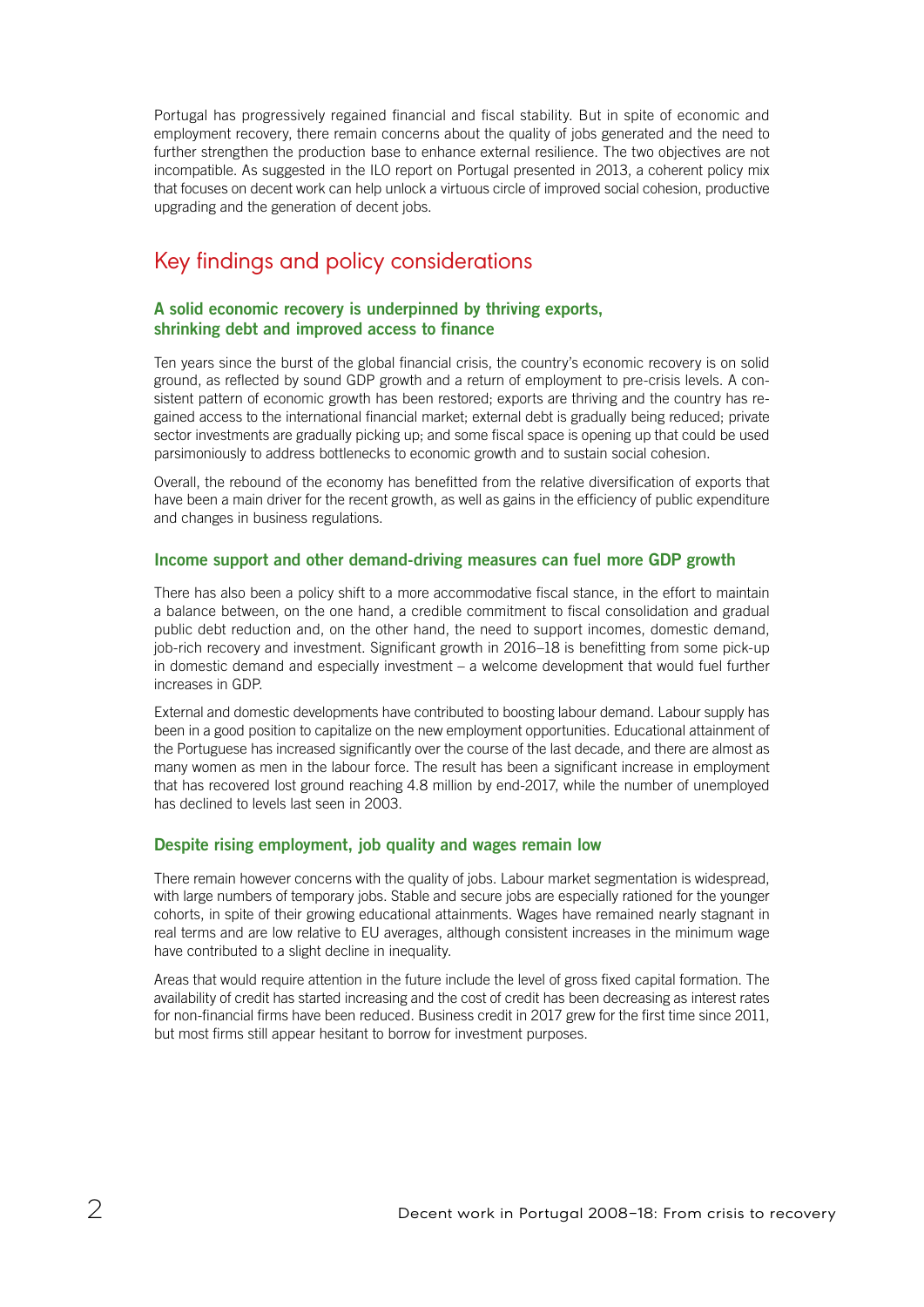Portugal has progressively regained financial and fiscal stability. But in spite of economic and employment recovery, there remain concerns about the quality of jobs generated and the need to further strengthen the production base to enhance external resilience. The two objectives are not incompatible. As suggested in the ILO report on Portugal presented in 2013, a coherent policy mix that focuses on decent work can help unlock a virtuous circle of improved social cohesion, productive upgrading and the generation of decent jobs.

## Key findings and policy considerations

### A solid economic recovery is underpinned by thriving exports, shrinking debt and improved access to finance

Ten years since the burst of the global financial crisis, the country's economic recovery is on solid ground, as reflected by sound GDP growth and a return of employment to pre-crisis levels. A consistent pattern of economic growth has been restored; exports are thriving and the country has regained access to the international financial market; external debt is gradually being reduced; private sector investments are gradually picking up; and some fiscal space is opening up that could be used parsimoniously to address bottlenecks to economic growth and to sustain social cohesion.

Overall, the rebound of the economy has benefitted from the relative diversification of exports that have been a main driver for the recent growth, as well as gains in the efficiency of public expenditure and changes in business regulations.

### Income support and other demand-driving measures can fuel more GDP growth

There has also been a policy shift to a more accommodative fiscal stance, in the effort to maintain a balance between, on the one hand, a credible commitment to fiscal consolidation and gradual public debt reduction and, on the other hand, the need to support incomes, domestic demand, job-rich recovery and investment. Significant growth in 2016–18 is benefitting from some pick-up in domestic demand and especially investment – a welcome development that would fuel further increases in GDP.

External and domestic developments have contributed to boosting labour demand. Labour supply has been in a good position to capitalize on the new employment opportunities. Educational attainment of the Portuguese has increased significantly over the course of the last decade, and there are almost as many women as men in the labour force. The result has been a significant increase in employment that has recovered lost ground reaching 4.8 million by end-2017, while the number of unemployed has declined to levels last seen in 2003.

### Despite rising employment, job quality and wages remain low

There remain however concerns with the quality of jobs. Labour market segmentation is widespread, with large numbers of temporary jobs. Stable and secure jobs are especially rationed for the younger cohorts, in spite of their growing educational attainments. Wages have remained nearly stagnant in real terms and are low relative to EU averages, although consistent increases in the minimum wage have contributed to a slight decline in inequality.

Areas that would require attention in the future include the level of gross fixed capital formation. The availability of credit has started increasing and the cost of credit has been decreasing as interest rates for non-financial firms have been reduced. Business credit in 2017 grew for the first time since 2011, but most firms still appear hesitant to borrow for investment purposes.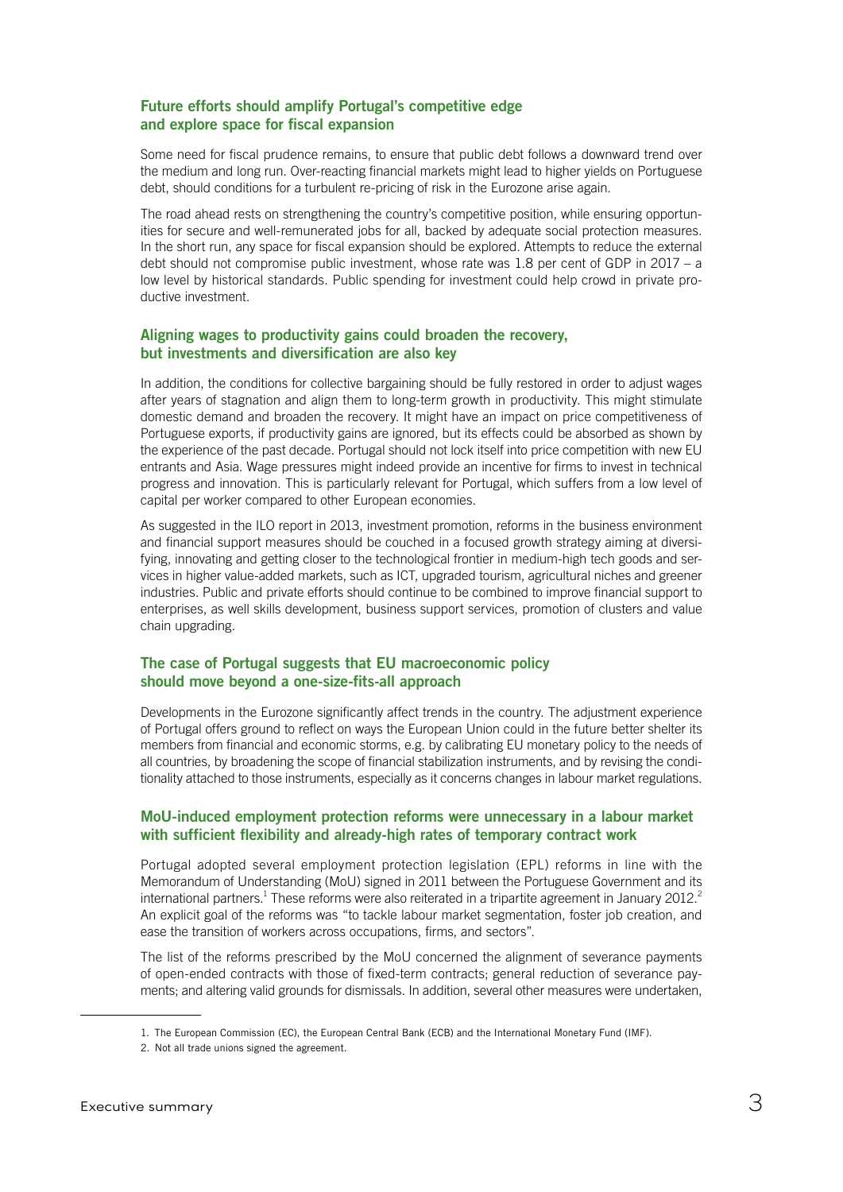### Future efforts should amplify Portugal's competitive edge and explore space for fiscal expansion

Some need for fiscal prudence remains, to ensure that public debt follows a downward trend over the medium and long run. Over-reacting financial markets might lead to higher yields on Portuguese debt, should conditions for a turbulent re-pricing of risk in the Eurozone arise again.

The road ahead rests on strengthening the country's competitive position, while ensuring opportunities for secure and well-remunerated jobs for all, backed by adequate social protection measures. In the short run, any space for fiscal expansion should be explored. Attempts to reduce the external debt should not compromise public investment, whose rate was 1.8 per cent of GDP in 2017 – a low level by historical standards. Public spending for investment could help crowd in private productive investment.

### Aligning wages to productivity gains could broaden the recovery, but investments and diversification are also key

In addition, the conditions for collective bargaining should be fully restored in order to adjust wages after years of stagnation and align them to long-term growth in productivity. This might stimulate domestic demand and broaden the recovery. It might have an impact on price competitiveness of Portuguese exports, if productivity gains are ignored, but its effects could be absorbed as shown by the experience of the past decade. Portugal should not lock itself into price competition with new EU entrants and Asia. Wage pressures might indeed provide an incentive for firms to invest in technical progress and innovation. This is particularly relevant for Portugal, which suffers from a low level of capital per worker compared to other European economies.

As suggested in the ILO report in 2013, investment promotion, reforms in the business environment and financial support measures should be couched in a focused growth strategy aiming at diversifying, innovating and getting closer to the technological frontier in medium-high tech goods and services in higher value-added markets, such as ICT, upgraded tourism, agricultural niches and greener industries. Public and private efforts should continue to be combined to improve financial support to enterprises, as well skills development, business support services, promotion of clusters and value chain upgrading.

### The case of Portugal suggests that EU macroeconomic policy should move beyond a one-size-fits-all approach

Developments in the Eurozone significantly affect trends in the country. The adjustment experience of Portugal offers ground to reflect on ways the European Union could in the future better shelter its members from financial and economic storms, e.g. by calibrating EU monetary policy to the needs of all countries, by broadening the scope of financial stabilization instruments, and by revising the conditionality attached to those instruments, especially as it concerns changes in labour market regulations.

### MoU-induced employment protection reforms were unnecessary in a labour market with sufficient flexibility and already-high rates of temporary contract work

Portugal adopted several employment protection legislation (EPL) reforms in line with the Memorandum of Understanding (MoU) signed in 2011 between the Portuguese Government and its international partners.[1] These reforms were also reiterated in a tripartite agreement in January 2012.[2] An explicit goal of the reforms was "to tackle labour market segmentation, foster job creation, and ease the transition of workers across occupations, firms, and sectors".

The list of the reforms prescribed by the MoU concerned the alignment of severance payments of open-ended contracts with those of fixed-term contracts; general reduction of severance payments; and altering valid grounds for dismissals. In addition, several other measures were undertaken,

1. The European Commission (EC), the European Central Bank (ECB) and the International Monetary Fund (IMF).

2. Not all trade unions signed the agreement.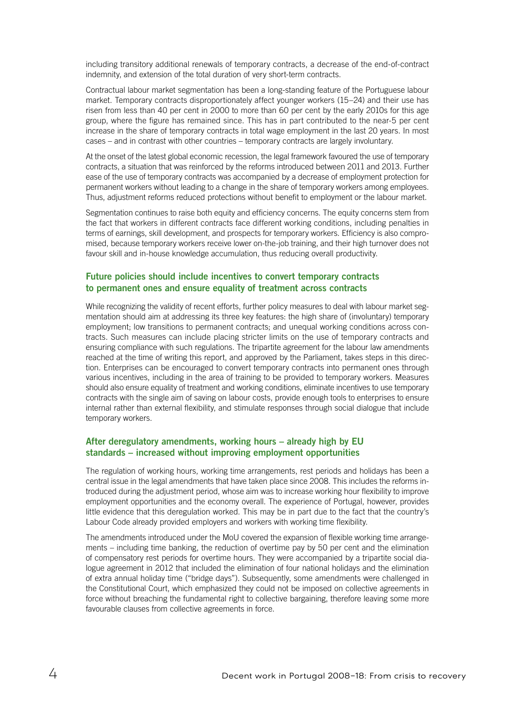including transitory additional renewals of temporary contracts, a decrease of the end-of-contract indemnity, and extension of the total duration of very short-term contracts.

Contractual labour market segmentation has been a long-standing feature of the Portuguese labour market. Temporary contracts disproportionately affect younger workers (15–24) and their use has risen from less than 40 per cent in 2000 to more than 60 per cent by the early 2010s for this age group, where the figure has remained since. This has in part contributed to the near-5 per cent increase in the share of temporary contracts in total wage employment in the last 20 years. In most cases – and in contrast with other countries – temporary contracts are largely involuntary.

At the onset of the latest global economic recession, the legal framework favoured the use of temporary contracts, a situation that was reinforced by the reforms introduced between 2011 and 2013. Further ease of the use of temporary contracts was accompanied by a decrease of employment protection for permanent workers without leading to a change in the share of temporary workers among employees. Thus, adjustment reforms reduced protections without benefit to employment or the labour market.

Segmentation continues to raise both equity and efficiency concerns. The equity concerns stem from the fact that workers in different contracts face different working conditions, including penalties in terms of earnings, skill development, and prospects for temporary workers. Efficiency is also compromised, because temporary workers receive lower on-the-job training, and their high turnover does not favour skill and in-house knowledge accumulation, thus reducing overall productivity.

## Future policies should include incentives to convert temporary contracts to permanent ones and ensure equality of treatment across contracts

While recognizing the validity of recent efforts, further policy measures to deal with labour market segmentation should aim at addressing its three key features: the high share of (involuntary) temporary employment; low transitions to permanent contracts; and unequal working conditions across contracts. Such measures can include placing stricter limits on the use of temporary contracts and ensuring compliance with such regulations. The tripartite agreement for the labour law amendments reached at the time of writing this report, and approved by the Parliament, takes steps in this direction. Enterprises can be encouraged to convert temporary contracts into permanent ones through various incentives, including in the area of training to be provided to temporary workers. Measures should also ensure equality of treatment and working conditions, eliminate incentives to use temporary contracts with the single aim of saving on labour costs, provide enough tools to enterprises to ensure internal rather than external flexibility, and stimulate responses through social dialogue that include temporary workers.

## After deregulatory amendments, working hours – already high by EU standards – increased without improving employment opportunities

The regulation of working hours, working time arrangements, rest periods and holidays has been a central issue in the legal amendments that have taken place since 2008. This includes the reforms introduced during the adjustment period, whose aim was to increase working hour flexibility to improve employment opportunities and the economy overall. The experience of Portugal, however, provides little evidence that this deregulation worked. This may be in part due to the fact that the country's Labour Code already provided employers and workers with working time flexibility.

The amendments introduced under the MoU covered the expansion of flexible working time arrangements – including time banking, the reduction of overtime pay by 50 per cent and the elimination of compensatory rest periods for overtime hours. They were accompanied by a tripartite social dialogue agreement in 2012 that included the elimination of four national holidays and the elimination of extra annual holiday time ("bridge days"). Subsequently, some amendments were challenged in the Constitutional Court, which emphasized they could not be imposed on collective agreements in force without breaching the fundamental right to collective bargaining, therefore leaving some more favourable clauses from collective agreements in force.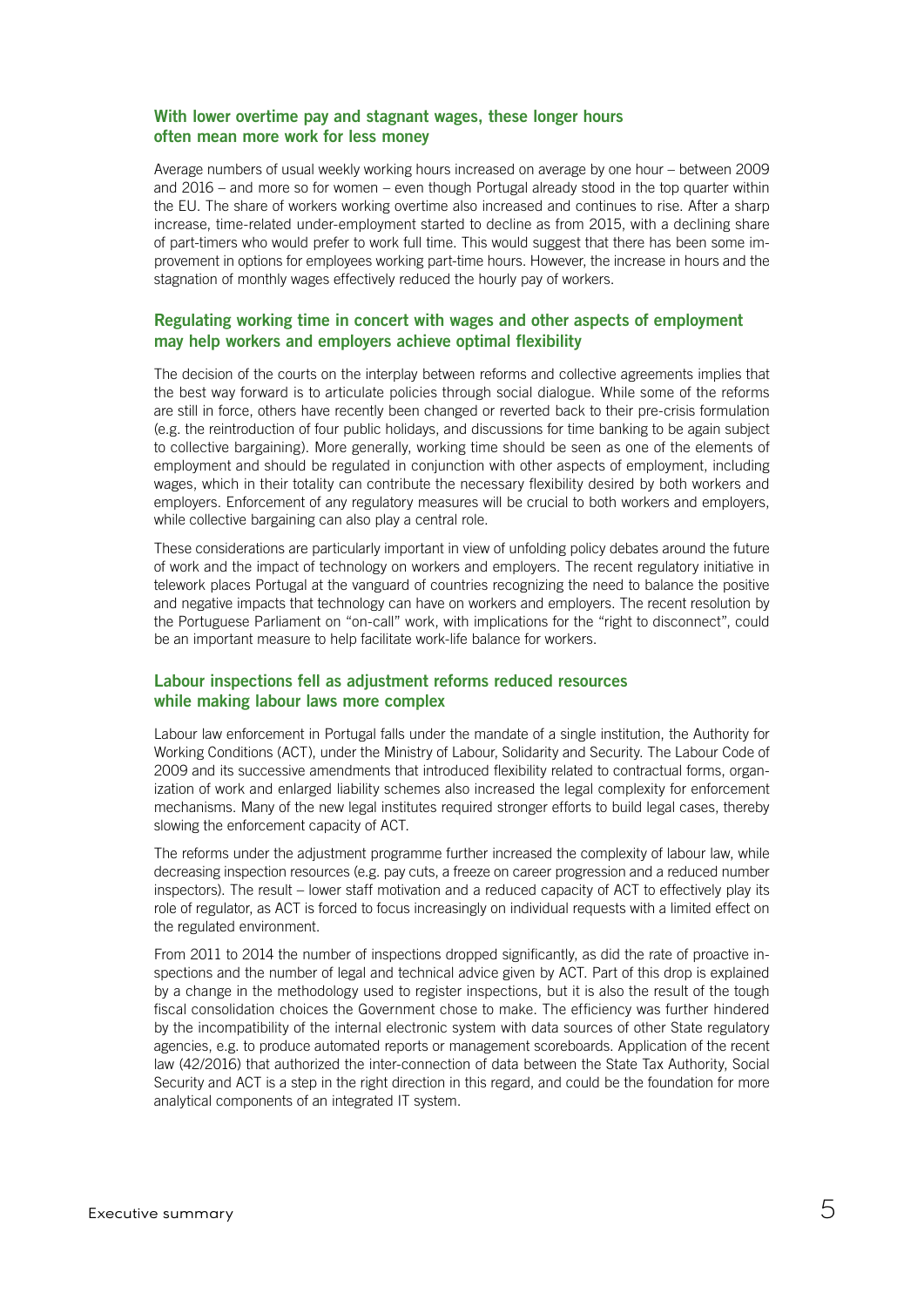### With lower overtime pay and stagnant wages, these longer hours often mean more work for less money

Average numbers of usual weekly working hours increased on average by one hour – between 2009 and 2016 – and more so for women – even though Portugal already stood in the top quarter within the EU. The share of workers working overtime also increased and continues to rise. After a sharp increase, time-related under-employment started to decline as from 2015, with a declining share of part-timers who would prefer to work full time. This would suggest that there has been some improvement in options for employees working part-time hours. However, the increase in hours and the stagnation of monthly wages effectively reduced the hourly pay of workers.

### Regulating working time in concert with wages and other aspects of employment may help workers and employers achieve optimal flexibility

The decision of the courts on the interplay between reforms and collective agreements implies that the best way forward is to articulate policies through social dialogue. While some of the reforms are still in force, others have recently been changed or reverted back to their pre-crisis formulation (e.g. the reintroduction of four public holidays, and discussions for time banking to be again subject to collective bargaining). More generally, working time should be seen as one of the elements of employment and should be regulated in conjunction with other aspects of employment, including wages, which in their totality can contribute the necessary flexibility desired by both workers and employers. Enforcement of any regulatory measures will be crucial to both workers and employers, while collective bargaining can also play a central role.

These considerations are particularly important in view of unfolding policy debates around the future of work and the impact of technology on workers and employers. The recent regulatory initiative in telework places Portugal at the vanguard of countries recognizing the need to balance the positive and negative impacts that technology can have on workers and employers. The recent resolution by the Portuguese Parliament on "on-call" work, with implications for the "right to disconnect", could be an important measure to help facilitate work-life balance for workers.

### Labour inspections fell as adjustment reforms reduced resources while making labour laws more complex

Labour law enforcement in Portugal falls under the mandate of a single institution, the Authority for Working Conditions (ACT), under the Ministry of Labour, Solidarity and Security. The Labour Code of 2009 and its successive amendments that introduced flexibility related to contractual forms, organization of work and enlarged liability schemes also increased the legal complexity for enforcement mechanisms. Many of the new legal institutes required stronger efforts to build legal cases, thereby slowing the enforcement capacity of ACT.

The reforms under the adjustment programme further increased the complexity of labour law, while decreasing inspection resources (e.g. pay cuts, a freeze on career progression and a reduced number inspectors). The result – lower staff motivation and a reduced capacity of ACT to effectively play its role of regulator, as ACT is forced to focus increasingly on individual requests with a limited effect on the regulated environment.

From 2011 to 2014 the number of inspections dropped significantly, as did the rate of proactive inspections and the number of legal and technical advice given by ACT. Part of this drop is explained by a change in the methodology used to register inspections, but it is also the result of the tough fiscal consolidation choices the Government chose to make. The efficiency was further hindered by the incompatibility of the internal electronic system with data sources of other State regulatory agencies, e.g. to produce automated reports or management scoreboards. Application of the recent law (42/2016) that authorized the inter-connection of data between the State Tax Authority, Social Security and ACT is a step in the right direction in this regard, and could be the foundation for more analytical components of an integrated IT system.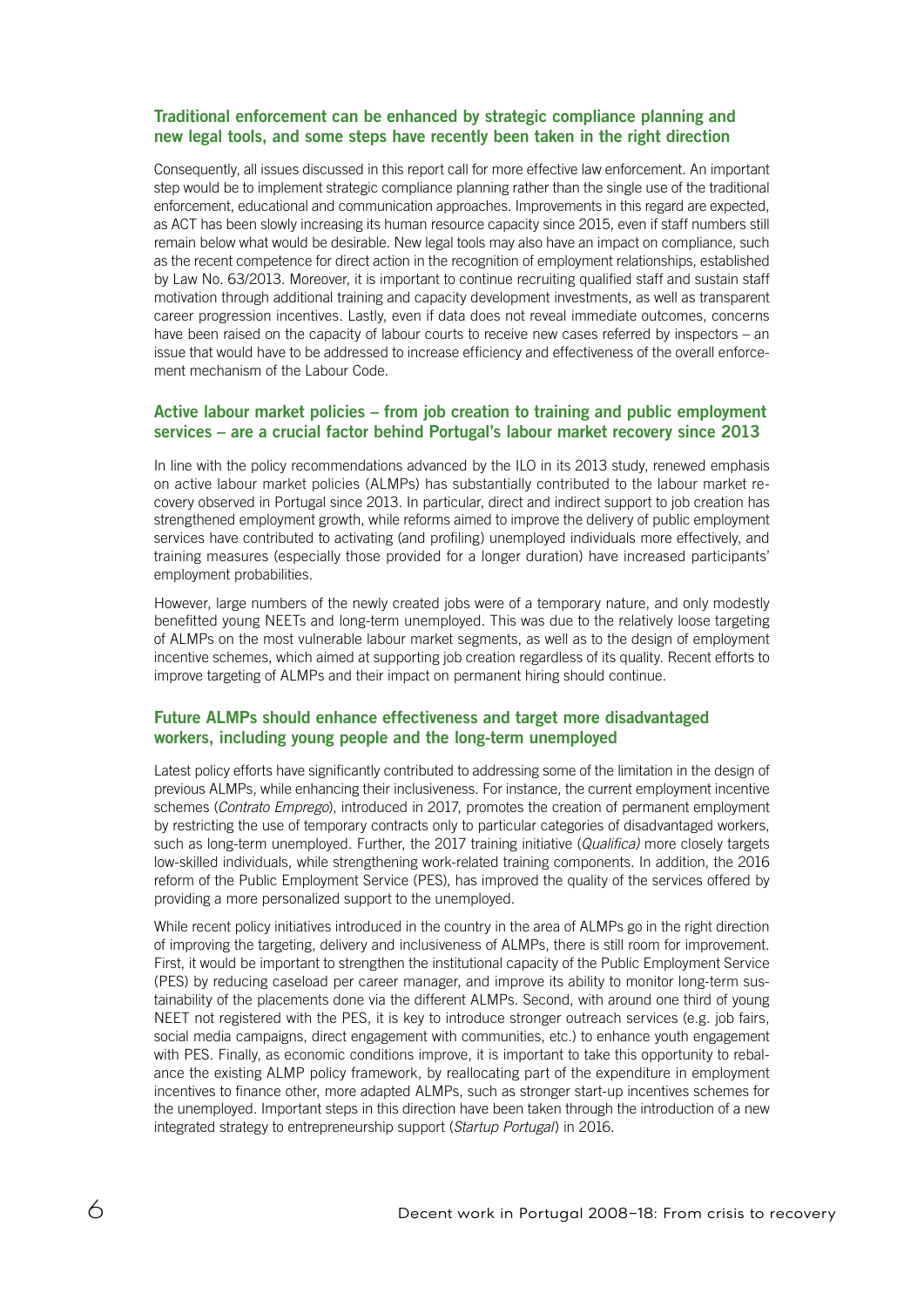### Traditional enforcement can be enhanced by strategic compliance planning and new legal tools, and some steps have recently been taken in the right direction

Consequently, all issues discussed in this report call for more effective law enforcement. An important step would be to implement strategic compliance planning rather than the single use of the traditional enforcement, educational and communication approaches. Improvements in this regard are expected, as ACT has been slowly increasing its human resource capacity since 2015, even if staff numbers still remain below what would be desirable. New legal tools may also have an impact on compliance, such as the recent competence for direct action in the recognition of employment relationships, established by Law No. 63/2013. Moreover, it is important to continue recruiting qualified staff and sustain staff motivation through additional training and capacity development investments, as well as transparent career progression incentives. Lastly, even if data does not reveal immediate outcomes, concerns have been raised on the capacity of labour courts to receive new cases referred by inspectors – an issue that would have to be addressed to increase efficiency and effectiveness of the overall enforcement mechanism of the Labour Code.

### Active labour market policies – from job creation to training and public employment services – are a crucial factor behind Portugal's labour market recovery since 2013

In line with the policy recommendations advanced by the ILO in its 2013 study, renewed emphasis on active labour market policies (ALMPs) has substantially contributed to the labour market recovery observed in Portugal since 2013. In particular, direct and indirect support to job creation has strengthened employment growth, while reforms aimed to improve the delivery of public employment services have contributed to activating (and profiling) unemployed individuals more effectively, and training measures (especially those provided for a longer duration) have increased participants' employment probabilities.

However, large numbers of the newly created jobs were of a temporary nature, and only modestly benefitted young NEETs and long-term unemployed. This was due to the relatively loose targeting of ALMPs on the most vulnerable labour market segments, as well as to the design of employment incentive schemes, which aimed at supporting job creation regardless of its quality. Recent efforts to improve targeting of ALMPs and their impact on permanent hiring should continue.

### Future ALMPs should enhance effectiveness and target more disadvantaged workers, including young people and the long-term unemployed

Latest policy efforts have significantly contributed to addressing some of the limitation in the design of previous ALMPs, while enhancing their inclusiveness. For instance, the current employment incentive schemes (*Contrato Emprego*), introduced in 2017, promotes the creation of permanent employment by restricting the use of temporary contracts only to particular categories of disadvantaged workers, such as long-term unemployed. Further, the 2017 training initiative (*Qualifica)* more closely targets low-skilled individuals, while strengthening work-related training components. In addition, the 2016 reform of the Public Employment Service (PES), has improved the quality of the services offered by providing a more personalized support to the unemployed.

While recent policy initiatives introduced in the country in the area of ALMPs go in the right direction of improving the targeting, delivery and inclusiveness of ALMPs, there is still room for improvement. First, it would be important to strengthen the institutional capacity of the Public Employment Service (PES) by reducing caseload per career manager, and improve its ability to monitor long-term sustainability of the placements done via the different ALMPs. Second, with around one third of young NEET not registered with the PES, it is key to introduce stronger outreach services (e.g. job fairs, social media campaigns, direct engagement with communities, etc.) to enhance youth engagement with PES. Finally, as economic conditions improve, it is important to take this opportunity to rebalance the existing ALMP policy framework, by reallocating part of the expenditure in employment incentives to finance other, more adapted ALMPs, such as stronger start-up incentives schemes for the unemployed. Important steps in this direction have been taken through the introduction of a new integrated strategy to entrepreneurship support (*Startup Portugal*) in 2016.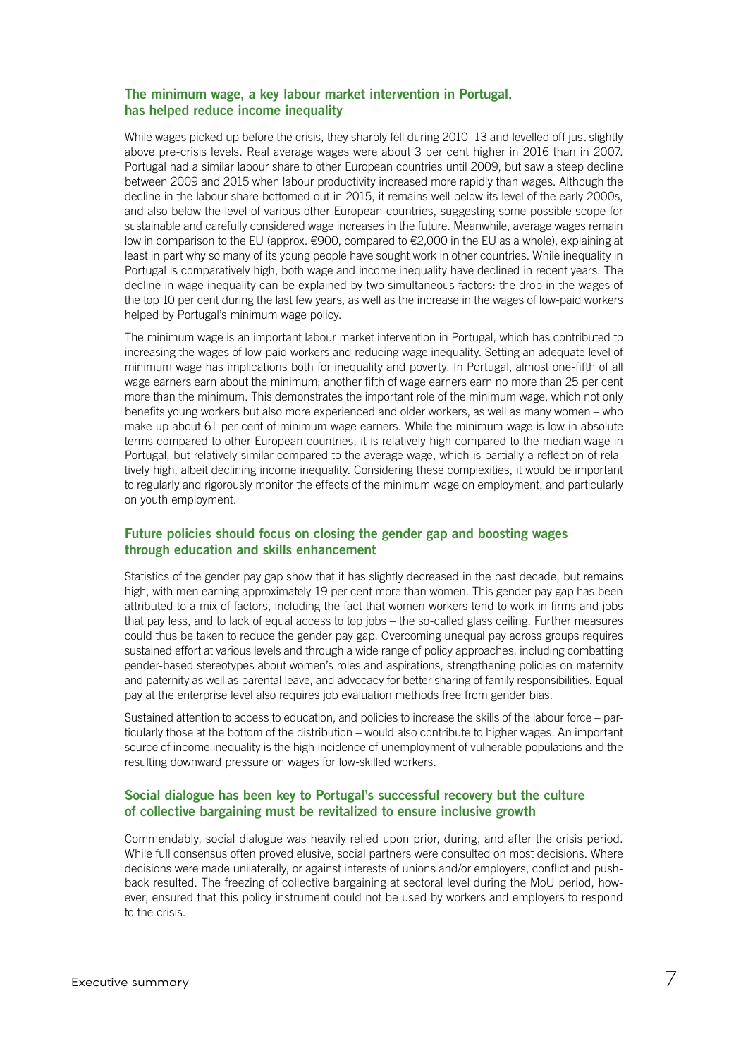### The minimum wage, a key labour market intervention in Portugal, has helped reduce income inequality

While wages picked up before the crisis, they sharply fell during 2010–13 and levelled off just slightly above pre-crisis levels. Real average wages were about 3 per cent higher in 2016 than in 2007. Portugal had a similar labour share to other European countries until 2009, but saw a steep decline between 2009 and 2015 when labour productivity increased more rapidly than wages. Although the decline in the labour share bottomed out in 2015, it remains well below its level of the early 2000s, and also below the level of various other European countries, suggesting some possible scope for sustainable and carefully considered wage increases in the future. Meanwhile, average wages remain low in comparison to the EU (approx. €900, compared to €2,000 in the EU as a whole), explaining at least in part why so many of its young people have sought work in other countries. While inequality in Portugal is comparatively high, both wage and income inequality have declined in recent years. The decline in wage inequality can be explained by two simultaneous factors: the drop in the wages of the top 10 per cent during the last few years, as well as the increase in the wages of low-paid workers helped by Portugal's minimum wage policy.

The minimum wage is an important labour market intervention in Portugal, which has contributed to increasing the wages of low-paid workers and reducing wage inequality. Setting an adequate level of minimum wage has implications both for inequality and poverty. In Portugal, almost one-fifth of all wage earners earn about the minimum; another fifth of wage earners earn no more than 25 per cent more than the minimum. This demonstrates the important role of the minimum wage, which not only benefits young workers but also more experienced and older workers, as well as many women – who make up about 61 per cent of minimum wage earners. While the minimum wage is low in absolute terms compared to other European countries, it is relatively high compared to the median wage in Portugal, but relatively similar compared to the average wage, which is partially a reflection of relatively high, albeit declining income inequality. Considering these complexities, it would be important to regularly and rigorously monitor the effects of the minimum wage on employment, and particularly on youth employment.

### Future policies should focus on closing the gender gap and boosting wages through education and skills enhancement

Statistics of the gender pay gap show that it has slightly decreased in the past decade, but remains high, with men earning approximately 19 per cent more than women. This gender pay gap has been attributed to a mix of factors, including the fact that women workers tend to work in firms and jobs that pay less, and to lack of equal access to top jobs – the so-called glass ceiling. Further measures could thus be taken to reduce the gender pay gap. Overcoming unequal pay across groups requires sustained effort at various levels and through a wide range of policy approaches, including combatting gender-based stereotypes about women's roles and aspirations, strengthening policies on maternity and paternity as well as parental leave, and advocacy for better sharing of family responsibilities. Equal pay at the enterprise level also requires job evaluation methods free from gender bias.

Sustained attention to access to education, and policies to increase the skills of the labour force – particularly those at the bottom of the distribution – would also contribute to higher wages. An important source of income inequality is the high incidence of unemployment of vulnerable populations and the resulting downward pressure on wages for low-skilled workers.

### Social dialogue has been key to Portugal's successful recovery but the culture of collective bargaining must be revitalized to ensure inclusive growth

Commendably, social dialogue was heavily relied upon prior, during, and after the crisis period. While full consensus often proved elusive, social partners were consulted on most decisions. Where decisions were made unilaterally, or against interests of unions and/or employers, conflict and pushback resulted. The freezing of collective bargaining at sectoral level during the MoU period, however, ensured that this policy instrument could not be used by workers and employers to respond to the crisis.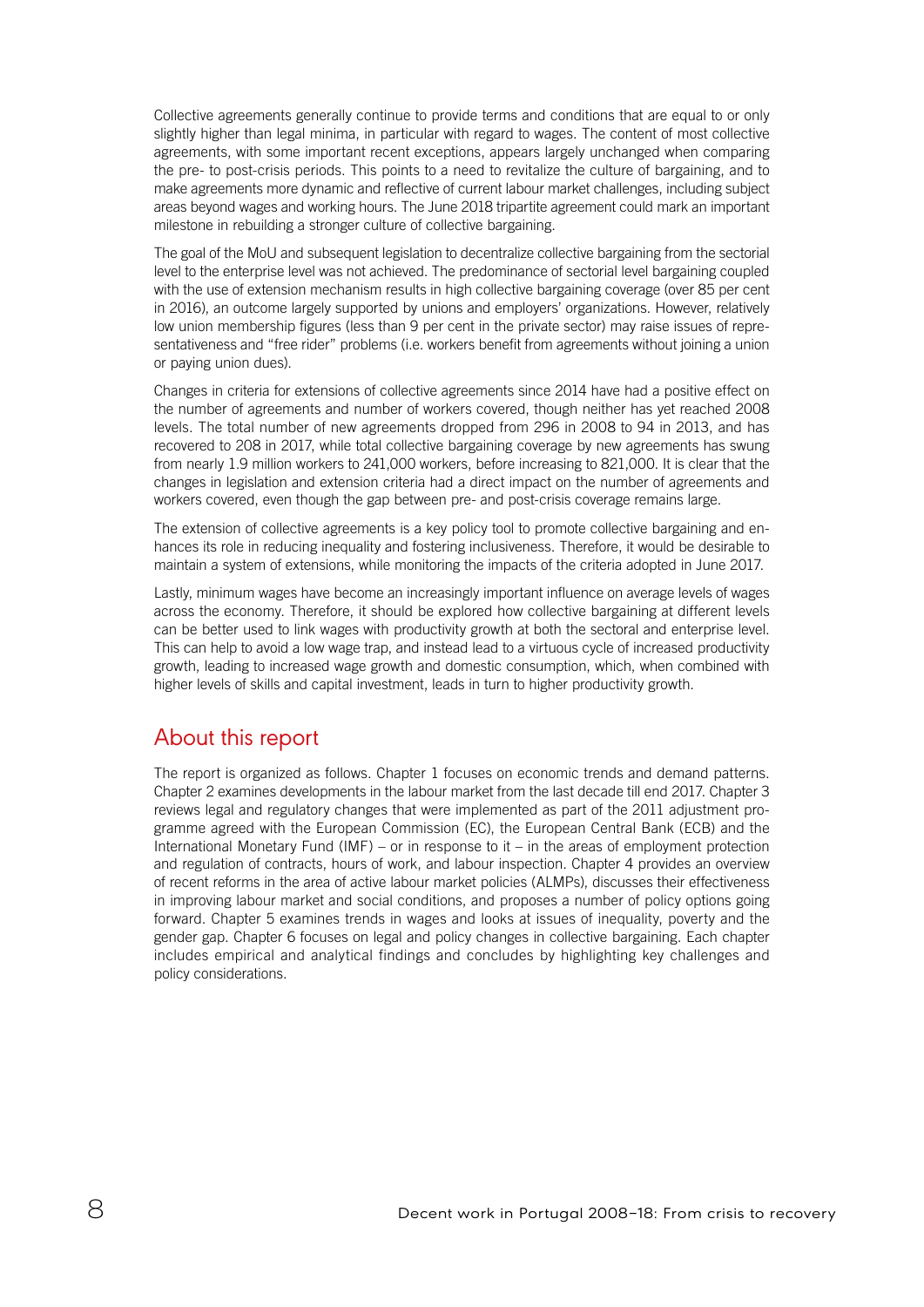Collective agreements generally continue to provide terms and conditions that are equal to or only slightly higher than legal minima, in particular with regard to wages. The content of most collective agreements, with some important recent exceptions, appears largely unchanged when comparing the pre- to post-crisis periods. This points to a need to revitalize the culture of bargaining, and to make agreements more dynamic and reflective of current labour market challenges, including subject areas beyond wages and working hours. The June 2018 tripartite agreement could mark an important milestone in rebuilding a stronger culture of collective bargaining.

The goal of the MoU and subsequent legislation to decentralize collective bargaining from the sectorial level to the enterprise level was not achieved. The predominance of sectorial level bargaining coupled with the use of extension mechanism results in high collective bargaining coverage (over 85 per cent in 2016), an outcome largely supported by unions and employers' organizations. However, relatively low union membership figures (less than 9 per cent in the private sector) may raise issues of representativeness and "free rider" problems (i.e. workers benefit from agreements without joining a union or paying union dues).

Changes in criteria for extensions of collective agreements since 2014 have had a positive effect on the number of agreements and number of workers covered, though neither has yet reached 2008 levels. The total number of new agreements dropped from 296 in 2008 to 94 in 2013, and has recovered to 208 in 2017, while total collective bargaining coverage by new agreements has swung from nearly 1.9 million workers to 241,000 workers, before increasing to 821,000. It is clear that the changes in legislation and extension criteria had a direct impact on the number of agreements and workers covered, even though the gap between pre- and post-crisis coverage remains large.

The extension of collective agreements is a key policy tool to promote collective bargaining and enhances its role in reducing inequality and fostering inclusiveness. Therefore, it would be desirable to maintain a system of extensions, while monitoring the impacts of the criteria adopted in June 2017.

Lastly, minimum wages have become an increasingly important influence on average levels of wages across the economy. Therefore, it should be explored how collective bargaining at different levels can be better used to link wages with productivity growth at both the sectoral and enterprise level. This can help to avoid a low wage trap, and instead lead to a virtuous cycle of increased productivity growth, leading to increased wage growth and domestic consumption, which, when combined with higher levels of skills and capital investment, leads in turn to higher productivity growth.

## About this report

The report is organized as follows. Chapter 1 focuses on economic trends and demand patterns. Chapter 2 examines developments in the labour market from the last decade till end 2017. Chapter 3 reviews legal and regulatory changes that were implemented as part of the 2011 adjustment programme agreed with the European Commission (EC), the European Central Bank (ECB) and the International Monetary Fund (IMF) – or in response to it – in the areas of employment protection and regulation of contracts, hours of work, and labour inspection. Chapter 4 provides an overview of recent reforms in the area of active labour market policies (ALMPs), discusses their effectiveness in improving labour market and social conditions, and proposes a number of policy options going forward. Chapter 5 examines trends in wages and looks at issues of inequality, poverty and the gender gap. Chapter 6 focuses on legal and policy changes in collective bargaining. Each chapter includes empirical and analytical findings and concludes by highlighting key challenges and policy considerations.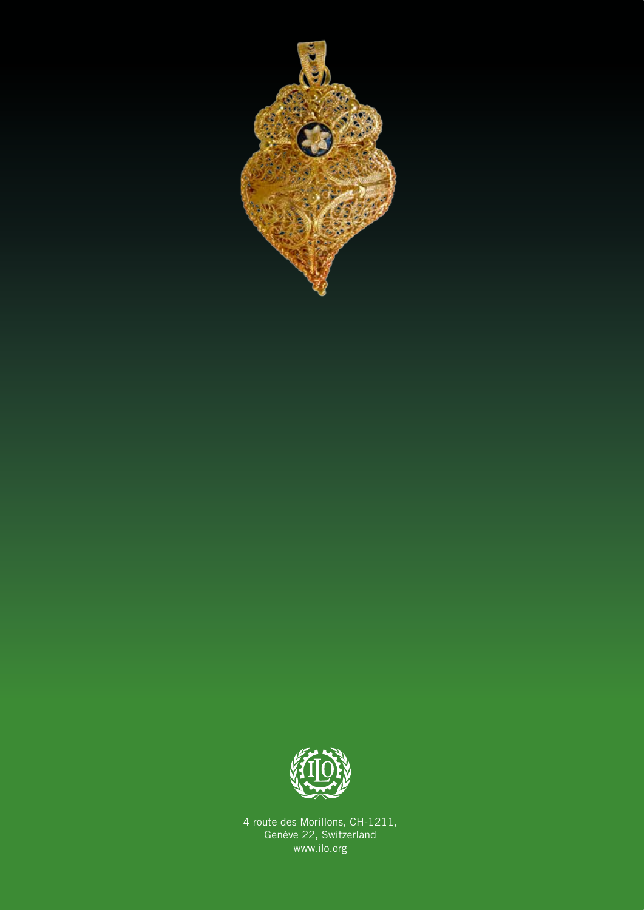4 route des Morillons, CH-1211,
Genève 22, Switzerland
www.ilo.org